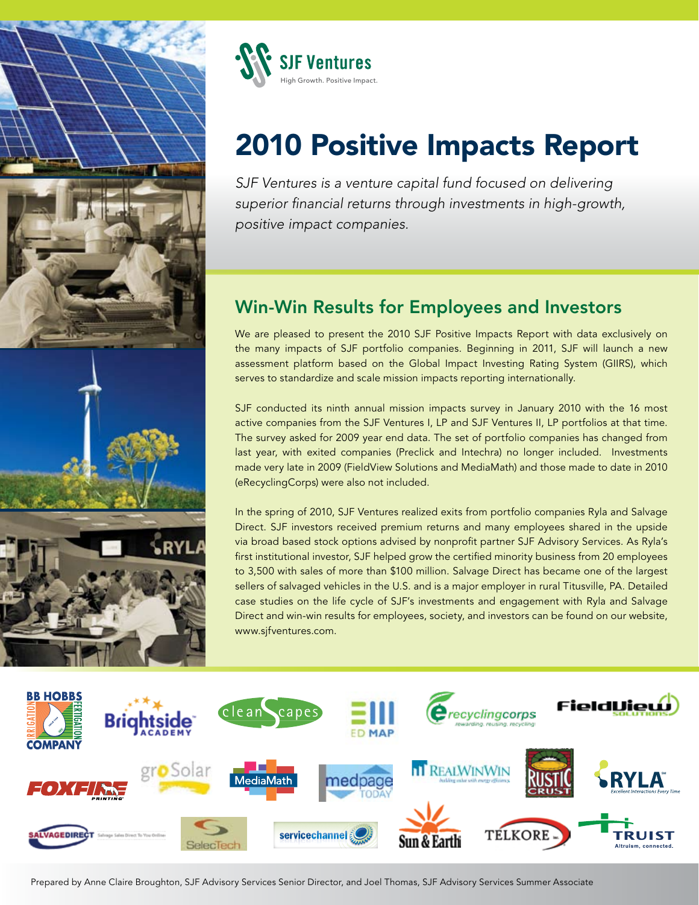SJF Ventures

High Growth. Positive Impact.

# 2010 Positive Impacts Report

*SJF Ventures is a venture capital fund focused on delivering superior financial returns through investments in high-growth, positive impact companies.*

## Win-Win Results for Employees and Investors

We are pleased to present the 2010 SJF Positive Impacts Report with data exclusively on the many impacts of SJF portfolio companies. Beginning in 2011, SJF will launch a new assessment platform based on the Global Impact Investing Rating System (GIIRS), which serves to standardize and scale mission impacts reporting internationally.

SJF conducted its ninth annual mission impacts survey in January 2010 with the 16 most active companies from the SJF Ventures I, LP and SJF Ventures II, LP portfolios at that time. The survey asked for 2009 year end data. The set of portfolio companies has changed from last year, with exited companies (Preclick and Intechra) no longer included. Investments made very late in 2009 (FieldView Solutions and MediaMath) and those made to date in 2010 (eRecyclingCorps) were also not included.

In the spring of 2010, SJF Ventures realized exits from portfolio companies Ryla and Salvage Direct. SJF investors received premium returns and many employees shared in the upside via broad based stock options advised by nonprofit partner SJF Advisory Services. As Ryla's first institutional investor, SJF helped grow the certified minority business from 20 employees to 3,500 with sales of more than $100 million. Salvage Direct has became one of the largest sellers of salvaged vehicles in the U.S. and is a major employer in rural Titusville, PA. Detailed case studies on the life cycle of SJF's investments and engagement with Ryla and Salvage Direct and win-win results for employees, society, and investors can be found on our website, www.sjfventures.com.

BB Hobbs Company · Brightside Academy · cleanScapes · ED MAP · eRecyclingCorps · FieldView Solutions · Foxfire Printing · groSolar · MediaMath · MedPage Today · RealWinWin · Rustic Crust · Ryla · Salvage Direct · SelecTech · ServiceChannel · Sun & Earth · Telkore · Truist

Prepared by Anne Claire Broughton, SJF Advisory Services Senior Director, and Joel Thomas, SJF Advisory Services Summer Associate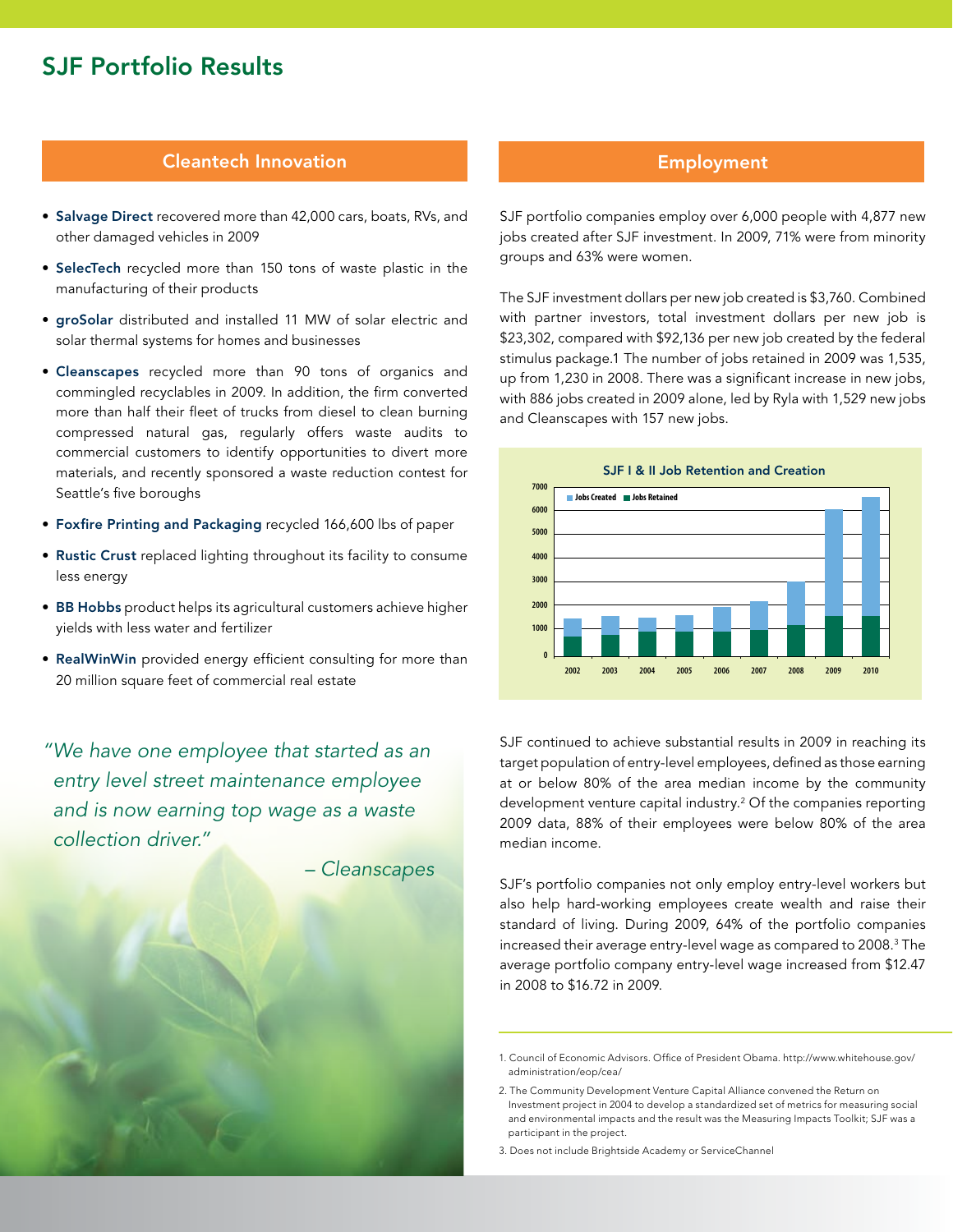# SJF Portfolio Results

## Cleantech Innovation

- **Salvage Direct** recovered more than 42,000 cars, boats, RVs, and other damaged vehicles in 2009
- **SelecTech** recycled more than 150 tons of waste plastic in the manufacturing of their products
- **groSolar** distributed and installed 11 MW of solar electric and solar thermal systems for homes and businesses
- **Cleanscapes** recycled more than 90 tons of organics and commingled recyclables in 2009. In addition, the firm converted more than half their fleet of trucks from diesel to clean burning compressed natural gas, regularly offers waste audits to commercial customers to identify opportunities to divert more materials, and recently sponsored a waste reduction contest for Seattle's five boroughs
- **Foxfire Printing and Packaging** recycled 166,600 lbs of paper
- **Rustic Crust** replaced lighting throughout its facility to consume less energy
- **BB Hobbs** product helps its agricultural customers achieve higher yields with less water and fertilizer
- **RealWinWin** provided energy efficient consulting for more than 20 million square feet of commercial real estate

*"We have one employee that started as an entry level street maintenance employee and is now earning top wage as a waste collection driver."*

*– Cleanscapes*

## Employment

SJF portfolio companies employ over 6,000 people with 4,877 new jobs created after SJF investment. In 2009, 71% were from minority groups and 63% were women.

The SJF investment dollars per new job created is $3,760. Combined with partner investors, total investment dollars per new job is $23,302, compared with $92,136 per new job created by the federal stimulus package.1 The number of jobs retained in 2009 was 1,535, up from 1,230 in 2008. There was a significant increase in new jobs, with 886 jobs created in 2009 alone, led by Ryla with 1,529 new jobs and Cleanscapes with 157 new jobs.

**SJF I & II Job Retention and Creation**

(Stacked bar chart, 2002–2010: Jobs Created / Jobs Retained; y-axis 0–7000)

SJF continued to achieve substantial results in 2009 in reaching its target population of entry-level employees, defined as those earning at or below 80% of the area median income by the community development venture capital industry.[2] Of the companies reporting 2009 data, 88% of their employees were below 80% of the area median income.

SJF's portfolio companies not only employ entry-level workers but also help hard-working employees create wealth and raise their standard of living. During 2009, 64% of the portfolio companies increased their average entry-level wage as compared to 2008.[3] The average portfolio company entry-level wage increased from $12.47 in 2008 to $16.72 in 2009.

---

1. Council of Economic Advisors. Office of President Obama. http://www.whitehouse.gov/administration/eop/cea/
2. The Community Development Venture Capital Alliance convened the Return on Investment project in 2004 to develop a standardized set of metrics for measuring social and environmental impacts and the result was the Measuring Impacts Toolkit; SJF was a participant in the project.
3. Does not include Brightside Academy or ServiceChannel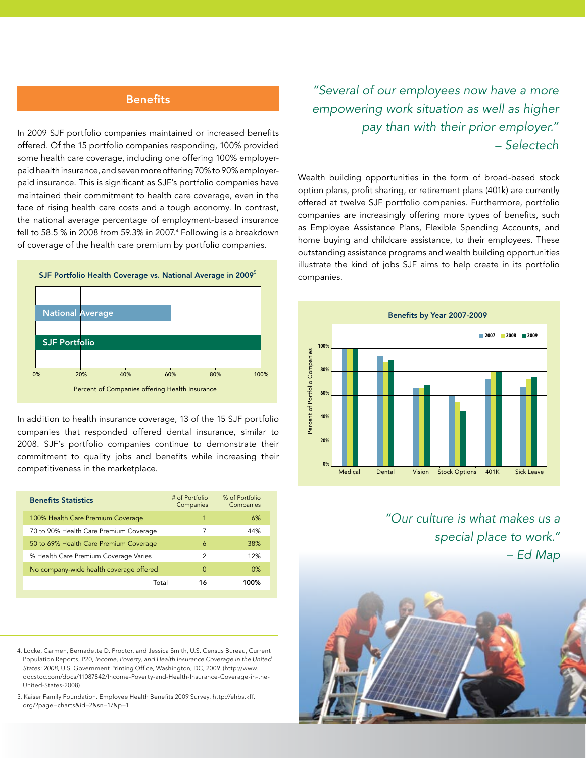## Benefits

In 2009 SJF portfolio companies maintained or increased benefits offered. Of the 15 portfolio companies responding, 100% provided some health care coverage, including one offering 100% employer-paid health insurance, and seven more offering 70% to 90% employer-paid insurance. This is significant as SJF's portfolio companies have maintained their commitment to health care coverage, even in the face of rising health care costs and a tough economy. In contrast, the national average percentage of employment-based insurance fell to 58.5 % in 2008 from 59.3% in 2007.[4] Following is a breakdown of coverage of the health care premium by portfolio companies.

**SJF Portfolio Health Coverage vs. National Average in 2009[5]**

National Average

SJF Portfolio

0% 20% 40% 60% 80% 100%

Percent of Companies offering Health Insurance

In addition to health insurance coverage, 13 of the 15 SJF portfolio companies that responded offered dental insurance, similar to 2008. SJF's portfolio companies continue to demonstrate their commitment to quality jobs and benefits while increasing their competitiveness in the marketplace.

| Benefits Statistics | # of Portfolio Companies | % of Portfolio Companies |
|---|---|---|
| 100% Health Care Premium Coverage | 1 | 6% |
| 70 to 90% Health Care Premium Coverage | 7 | 44% |
| 50 to 69% Health Care Premium Coverage | 6 | 38% |
| % Health Care Premium Coverage Varies | 2 | 12% |
| No company-wide health coverage offered | 0 | 0% |
| Total | **16** | **100%** |

*"Several of our employees now have a more empowering work situation as well as higher pay than with their prior employer." – Selectech*

Wealth building opportunities in the form of broad-based stock option plans, profit sharing, or retirement plans (401k) are currently offered at twelve SJF portfolio companies. Furthermore, portfolio companies are increasingly offering more types of benefits, such as Employee Assistance Plans, Flexible Spending Accounts, and home buying and childcare assistance, to their employees. These outstanding assistance programs and wealth building opportunities illustrate the kind of jobs SJF aims to help create in its portfolio companies.

**Benefits by Year 2007-2009**

2007 2008 2009

Percent of Portfolio Companies: 0% 20% 40% 60% 80% 100%

Medical Dental Vision Stock Options 401K Sick Leave

*"Our culture is what makes us a special place to work." – Ed Map*

4. Locke, Carmen, Bernadette D. Proctor, and Jessica Smith, U.S. Census Bureau, Current Population Reports, P20, *Income, Poverty, and Health Insurance Coverage in the United States: 2008*, U.S. Government Printing Office, Washington, DC, 2009. (http://www.docstoc.com/docs/11087842/Income-Poverty-and-Health-Insurance-Coverage-in-the-United-States-2008)

5. Kaiser Family Foundation. Employee Health Benefits 2009 Survey. http://ehbs.kff.org/?page=charts&id=2&sn=17&p=1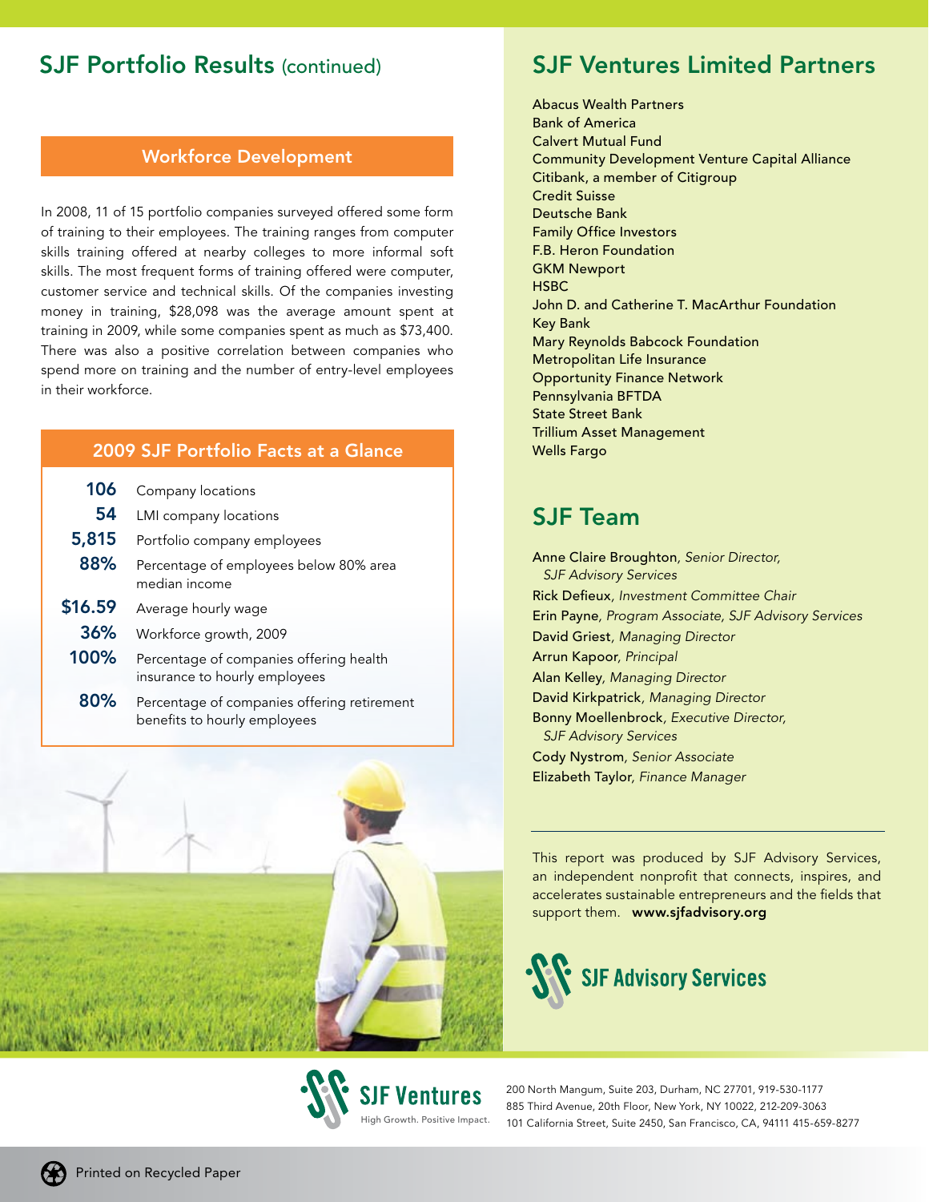## SJF Portfolio Results (continued)

### Workforce Development

In 2008, 11 of 15 portfolio companies surveyed offered some form of training to their employees. The training ranges from computer skills training offered at nearby colleges to more informal soft skills. The most frequent forms of training offered were computer, customer service and technical skills. Of the companies investing money in training, $28,098 was the average amount spent at training in 2009, while some companies spent as much as $73,400. There was also a positive correlation between companies who spend more on training and the number of entry-level employees in their workforce.

### 2009 SJF Portfolio Facts at a Glance

| | |
|---|---|
| **106** | Company locations |
| **54** | LMI company locations |
| **5,815** | Portfolio company employees |
| **88%** | Percentage of employees below 80% area median income |
| **$16.59** | Average hourly wage |
| **36%** | Workforce growth, 2009 |
| **100%** | Percentage of companies offering health insurance to hourly employees |
| **80%** | Percentage of companies offering retirement benefits to hourly employees |

## SJF Ventures Limited Partners

Abacus Wealth Partners
Bank of America
Calvert Mutual Fund
Community Development Venture Capital Alliance
Citibank, a member of Citigroup
Credit Suisse
Deutsche Bank
Family Office Investors
F.B. Heron Foundation
GKM Newport
HSBC
John D. and Catherine T. MacArthur Foundation
Key Bank
Mary Reynolds Babcock Foundation
Metropolitan Life Insurance
Opportunity Finance Network
Pennsylvania BFTDA
State Street Bank
Trillium Asset Management
Wells Fargo

## SJF Team

Anne Claire Broughton, *Senior Director, SJF Advisory Services*
Rick Defieux, *Investment Committee Chair*
Erin Payne, *Program Associate, SJF Advisory Services*
David Griest, *Managing Director*
Arrun Kapoor, *Principal*
Alan Kelley, *Managing Director*
David Kirkpatrick, *Managing Director*
Bonny Moellenbrock, *Executive Director, SJF Advisory Services*
Cody Nystrom, *Senior Associate*
Elizabeth Taylor, *Finance Manager*

---

This report was produced by SJF Advisory Services, an independent nonprofit that connects, inspires, and accelerates sustainable entrepreneurs and the fields that support them. **www.sjfadvisory.org**

SJF Advisory Services

SJF Ventures
High Growth. Positive Impact.

200 North Mangum, Suite 203, Durham, NC 27701, 919-530-1177
885 Third Avenue, 20th Floor, New York, NY 10022, 212-209-3063
101 California Street, Suite 2450, San Francisco, CA, 94111 415-659-8277

Printed on Recycled Paper